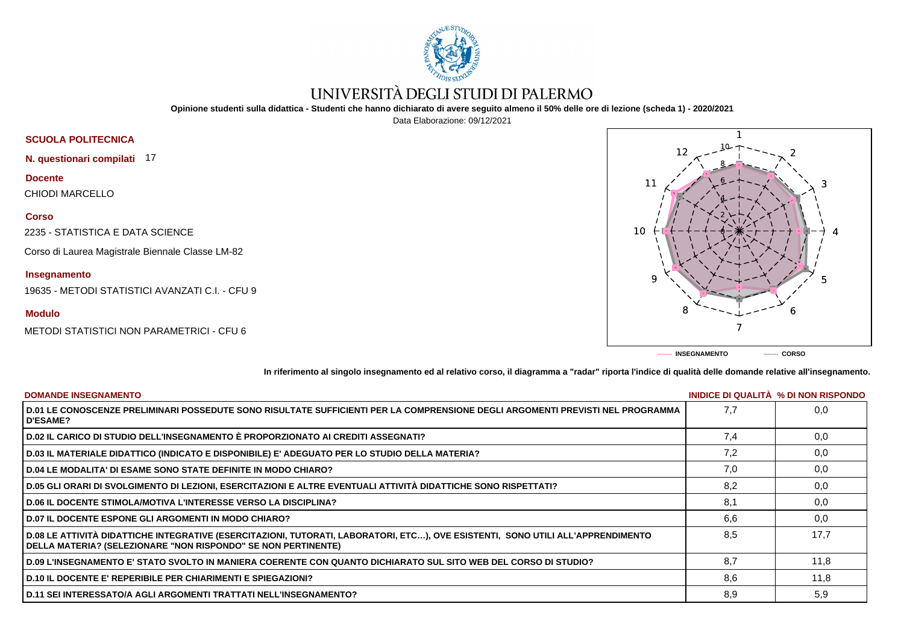# UNIVERSITÀ DEGLI STUDI DI PALERMO

**Opinione studenti sulla didattica - Studenti che hanno dichiarato di avere seguito almeno il 50% delle ore di lezione (scheda 1) - 2020/2021**

Data Elaborazione: 09/12/2021

**SCUOLA POLITECNICA**

**N. questionari compilati** 17

**Docente**

CHIODI MARCELLO

**Corso**

2235 - STATISTICA E DATA SCIENCE

Corso di Laurea Magistrale Biennale Classe LM-82

**Insegnamento**

19635 - METODI STATISTICI AVANZATI C.I. - CFU 9

**Modulo**

METODI STATISTICI NON PARAMETRICI - CFU 6

------- INSEGNAMENTO ------- CORSO

**In riferimento al singolo insegnamento ed al relativo corso, il diagramma a "radar" riporta l'indice di qualità delle domande relative all'insegnamento.**

| DOMANDE INSEGNAMENTO | INIDICE DI QUALITÀ | % DI NON RISPONDO |
|---|---|---|
| D.01 LE CONOSCENZE PRELIMINARI POSSEDUTE SONO RISULTATE SUFFICIENTI PER LA COMPRENSIONE DEGLI ARGOMENTI PREVISTI NEL PROGRAMMA D'ESAME? | 7,7 | 0,0 |
| D.02 IL CARICO DI STUDIO DELL'INSEGNAMENTO È PROPORZIONATO AI CREDITI ASSEGNATI? | 7,4 | 0,0 |
| D.03 IL MATERIALE DIDATTICO (INDICATO E DISPONIBILE) E' ADEGUATO PER LO STUDIO DELLA MATERIA? | 7,2 | 0,0 |
| D.04 LE MODALITA' DI ESAME SONO STATE DEFINITE IN MODO CHIARO? | 7,0 | 0,0 |
| D.05 GLI ORARI DI SVOLGIMENTO DI LEZIONI, ESERCITAZIONI E ALTRE EVENTUALI ATTIVITÀ DIDATTICHE SONO RISPETTATI? | 8,2 | 0,0 |
| D.06 IL DOCENTE STIMOLA/MOTIVA L'INTERESSE VERSO LA DISCIPLINA? | 8,1 | 0,0 |
| D.07 IL DOCENTE ESPONE GLI ARGOMENTI IN MODO CHIARO? | 6,6 | 0,0 |
| D.08 LE ATTIVITÀ DIDATTICHE INTEGRATIVE (ESERCITAZIONI, TUTORATI, LABORATORI, ETC…), OVE ESISTENTI, SONO UTILI ALL'APPRENDIMENTO DELLA MATERIA? (SELEZIONARE "NON RISPONDO" SE NON PERTINENTE) | 8,5 | 17,7 |
| D.09 L'INSEGNAMENTO E' STATO SVOLTO IN MANIERA COERENTE CON QUANTO DICHIARATO SUL SITO WEB DEL CORSO DI STUDIO? | 8,7 | 11,8 |
| D.10 IL DOCENTE E' REPERIBILE PER CHIARIMENTI E SPIEGAZIONI? | 8,6 | 11,8 |
| D.11 SEI INTERESSATO/A AGLI ARGOMENTI TRATTATI NELL'INSEGNAMENTO? | 8,9 | 5,9 |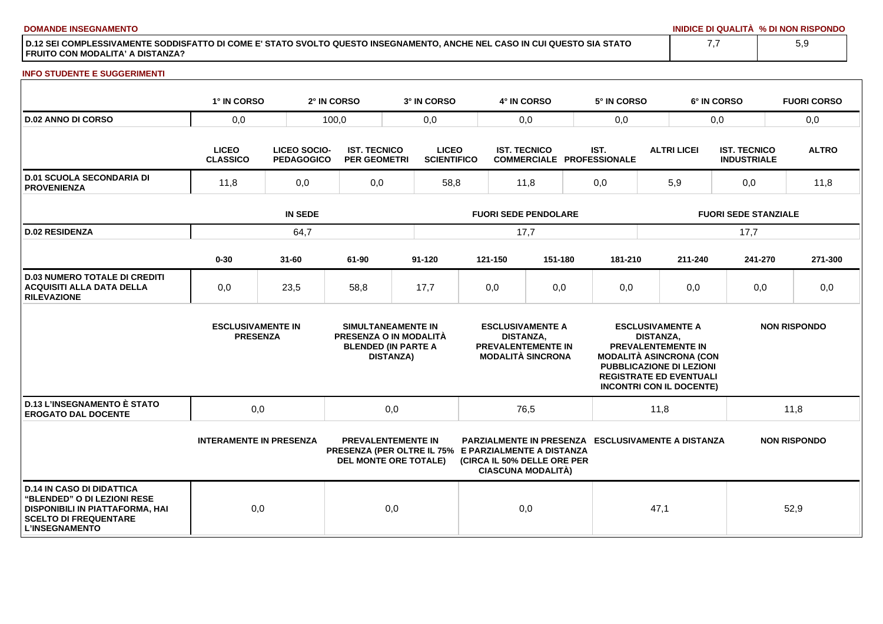| DOMANDE INSEGNAMENTO | INIDICE DI QUALITÀ | % DI NON RISPONDO |
|---|---|---|
| D.12 SEI COMPLESSIVAMENTE SODDISFATTO DI COME E' STATO SVOLTO QUESTO INSEGNAMENTO, ANCHE NEL CASO IN CUI QUESTO SIA STATO FRUITO CON MODALITA' A DISTANZA? | 7,7 | 5,9 |

**INFO STUDENTE E SUGGERIMENTI**

| | 1° IN CORSO | 2° IN CORSO | 3° IN CORSO | 4° IN CORSO | 5° IN CORSO | 6° IN CORSO | FUORI CORSO |
|---|---|---|---|---|---|---|---|
| D.02 ANNO DI CORSO | 0,0 | 100,0 | 0,0 | 0,0 | 0,0 | 0,0 | 0,0 |

| | LICEO CLASSICO | LICEO SOCIO-PEDAGOGICO | IST. TECNICO PER GEOMETRI | LICEO SCIENTIFICO | IST. TECNICO COMMERCIALE | IST. PROFESSIONALE | ALTRI LICEI | IST. TECNICO INDUSTRIALE | ALTRO |
|---|---|---|---|---|---|---|---|---|---|
| D.01 SCUOLA SECONDARIA DI PROVENIENZA | 11,8 | 0,0 | 0,0 | 58,8 | 11,8 | 0,0 | 5,9 | 0,0 | 11,8 |

| | IN SEDE | FUORI SEDE PENDOLARE | FUORI SEDE STANZIALE |
|---|---|---|---|
| D.02 RESIDENZA | 64,7 | 17,7 | 17,7 |

| | 0-30 | 31-60 | 61-90 | 91-120 | 121-150 | 151-180 | 181-210 | 211-240 | 241-270 | 271-300 |
|---|---|---|---|---|---|---|---|---|---|---|
| D.03 NUMERO TOTALE DI CREDITI ACQUISITI ALLA DATA DELLA RILEVAZIONE | 0,0 | 23,5 | 58,8 | 17,7 | 0,0 | 0,0 | 0,0 | 0,0 | 0,0 | 0,0 |

| | ESCLUSIVAMENTE IN PRESENZA | SIMULTANEAMENTE IN PRESENZA O IN MODALITÀ BLENDED (IN PARTE A DISTANZA) | ESCLUSIVAMENTE A DISTANZA, PREVALENTEMENTE IN MODALITÀ SINCRONA | ESCLUSIVAMENTE A DISTANZA, PREVALENTEMENTE IN MODALITÀ ASINCRONA (CON PUBBLICAZIONE DI LEZIONI REGISTRATE ED EVENTUALI INCONTRI CON IL DOCENTE) | NON RISPONDO |
|---|---|---|---|---|---|
| D.13 L'INSEGNAMENTO È STATO EROGATO DAL DOCENTE | 0,0 | 0,0 | 76,5 | 11,8 | 11,8 |

| | INTERAMENTE IN PRESENZA | PREVALENTEMENTE IN PRESENZA (PER OLTRE IL 75% DEL MONTE ORE TOTALE) | PARZIALMENTE IN PRESENZA E PARZIALMENTE A DISTANZA (CIRCA IL 50% DELLE ORE PER CIASCUNA MODALITÀ) | ESCLUSIVAMENTE A DISTANZA | NON RISPONDO |
|---|---|---|---|---|---|
| D.14 IN CASO DI DIDATTICA "BLENDED" O DI LEZIONI RESE DISPONIBILI IN PIATTAFORMA, HAI SCELTO DI FREQUENTARE L'INSEGNAMENTO | 0,0 | 0,0 | 0,0 | 47,1 | 52,9 |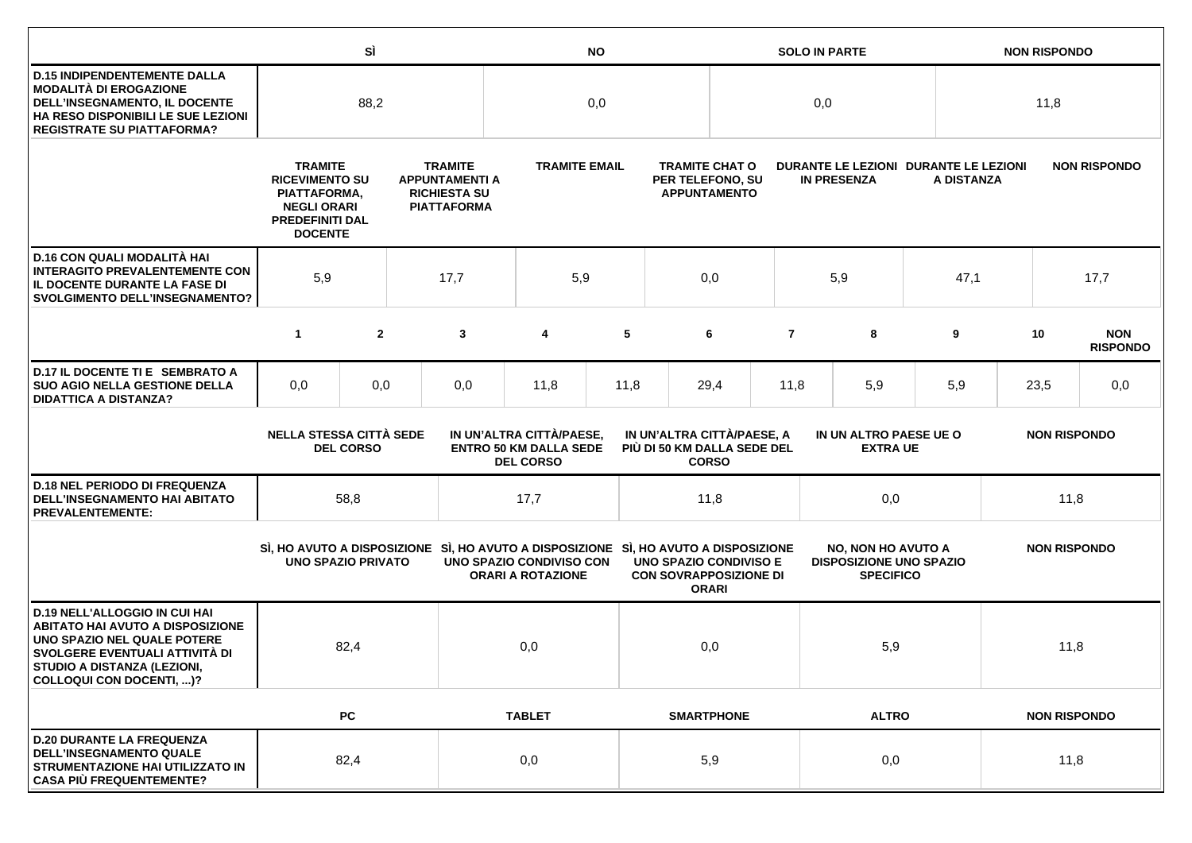| | SÌ | NO | SOLO IN PARTE | NON RISPONDO |
|---|---|---|---|---|
| **D.15 INDIPENDENTEMENTE DALLA MODALITÀ DI EROGAZIONE DELL'INSEGNAMENTO, IL DOCENTE HA RESO DISPONIBILI LE SUE LEZIONI REGISTRATE SU PIATTAFORMA?** | 88,2 | 0,0 | 0,0 | 11,8 |

| | TRAMITE RICEVIMENTO SU PIATTAFORMA, NEGLI ORARI PREDEFINITI DAL DOCENTE | TRAMITE APPUNTAMENTI A RICHIESTA SU PIATTAFORMA | TRAMITE EMAIL | TRAMITE CHAT O PER TELEFONO, SU APPUNTAMENTO | DURANTE LE LEZIONI IN PRESENZA | DURANTE LE LEZIONI A DISTANZA | NON RISPONDO |
|---|---|---|---|---|---|---|---|
| **D.16 CON QUALI MODALITÀ HAI INTERAGITO PREVALENTEMENTE CON IL DOCENTE DURANTE LA FASE DI SVOLGIMENTO DELL'INSEGNAMENTO?** | 5,9 | 17,7 | 5,9 | 0,0 | 5,9 | 47,1 | 17,7 |

| | 1 | 2 | 3 | 4 | 5 | 6 | 7 | 8 | 9 | 10 | NON RISPONDO |
|---|---|---|---|---|---|---|---|---|---|---|---|
| **D.17 IL DOCENTE TI E SEMBRATO A SUO AGIO NELLA GESTIONE DELLA DIDATTICA A DISTANZA?** | 0,0 | 0,0 | 0,0 | 11,8 | 11,8 | 29,4 | 11,8 | 5,9 | 5,9 | 23,5 | 0,0 |

| | NELLA STESSA CITTÀ SEDE DEL CORSO | IN UN'ALTRA CITTÀ/PAESE, ENTRO 50 KM DALLA SEDE DEL CORSO | IN UN'ALTRA CITTÀ/PAESE, A PIÙ DI 50 KM DALLA SEDE DEL CORSO | IN UN ALTRO PAESE UE O EXTRA UE | NON RISPONDO |
|---|---|---|---|---|---|
| **D.18 NEL PERIODO DI FREQUENZA DELL'INSEGNAMENTO HAI ABITATO PREVALENTEMENTE:** | 58,8 | 17,7 | 11,8 | 0,0 | 11,8 |

| | SÌ, HO AVUTO A DISPOSIZIONE UNO SPAZIO PRIVATO | SÌ, HO AVUTO A DISPOSIZIONE UNO SPAZIO CONDIVISO CON ORARI A ROTAZIONE | SÌ, HO AVUTO A DISPOSIZIONE UNO SPAZIO CONDIVISO E CON SOVRAPPOSIZIONE DI ORARI | NO, NON HO AVUTO A DISPOSIZIONE UNO SPAZIO SPECIFICO | NON RISPONDO |
|---|---|---|---|---|---|
| **D.19 NELL'ALLOGGIO IN CUI HAI ABITATO HAI AVUTO A DISPOSIZIONE UNO SPAZIO NEL QUALE POTERE SVOLGERE EVENTUALI ATTIVITÀ DI STUDIO A DISTANZA (LEZIONI, COLLOQUI CON DOCENTI, ...)?** | 82,4 | 0,0 | 0,0 | 5,9 | 11,8 |

| | PC | TABLET | SMARTPHONE | ALTRO | NON RISPONDO |
|---|---|---|---|---|---|
| **D.20 DURANTE LA FREQUENZA DELL'INSEGNAMENTO QUALE STRUMENTAZIONE HAI UTILIZZATO IN CASA PIÙ FREQUENTEMENTE?** | 82,4 | 0,0 | 5,9 | 0,0 | 11,8 |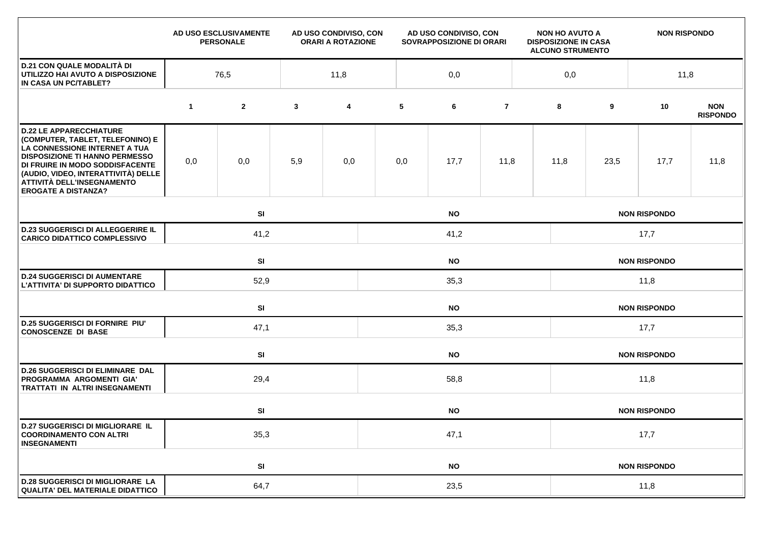| | AD USO ESCLUSIVAMENTE PERSONALE | AD USO CONDIVISO, CON ORARI A ROTAZIONE | AD USO CONDIVISO, CON SOVRAPPOSIZIONE DI ORARI | NON HO AVUTO A DISPOSIZIONE IN CASA ALCUNO STRUMENTO | NON RISPONDO |
|---|---|---|---|---|---|
| **D.21 CON QUALE MODALITÀ DI UTILIZZO HAI AVUTO A DISPOSIZIONE IN CASA UN PC/TABLET?** | 76,5 | 11,8 | 0,0 | 0,0 | 11,8 |

| | 1 | 2 | 3 | 4 | 5 | 6 | 7 | 8 | 9 | 10 | NON RISPONDO |
|---|---|---|---|---|---|---|---|---|---|---|---|
| **D.22 LE APPARECCHIATURE (COMPUTER, TABLET, TELEFONINO) E LA CONNESSIONE INTERNET A TUA DISPOSIZIONE TI HANNO PERMESSO DI FRUIRE IN MODO SODDISFACENTE (AUDIO, VIDEO, INTERATTIVITÀ) DELLE ATTIVITÀ DELL'INSEGNAMENTO EROGATE A DISTANZA?** | 0,0 | 0,0 | 5,9 | 0,0 | 0,0 | 17,7 | 11,8 | 11,8 | 23,5 | 17,7 | 11,8 |

| | SI | NO | NON RISPONDO |
|---|---|---|---|
| **D.23 SUGGERISCI DI ALLEGGERIRE IL CARICO DIDATTICO COMPLESSIVO** | 41,2 | 41,2 | 17,7 |
| **D.24 SUGGERISCI DI AUMENTARE L'ATTIVITA' DI SUPPORTO DIDATTICO** | 52,9 | 35,3 | 11,8 |
| **D.25 SUGGERISCI DI FORNIRE PIU' CONOSCENZE DI BASE** | 47,1 | 35,3 | 17,7 |
| **D.26 SUGGERISCI DI ELIMINARE DAL PROGRAMMA ARGOMENTI GIA' TRATTATI IN ALTRI INSEGNAMENTI** | 29,4 | 58,8 | 11,8 |
| **D.27 SUGGERISCI DI MIGLIORARE IL COORDINAMENTO CON ALTRI INSEGNAMENTI** | 35,3 | 47,1 | 17,7 |
| **D.28 SUGGERISCI DI MIGLIORARE LA QUALITA' DEL MATERIALE DIDATTICO** | 64,7 | 23,5 | 11,8 |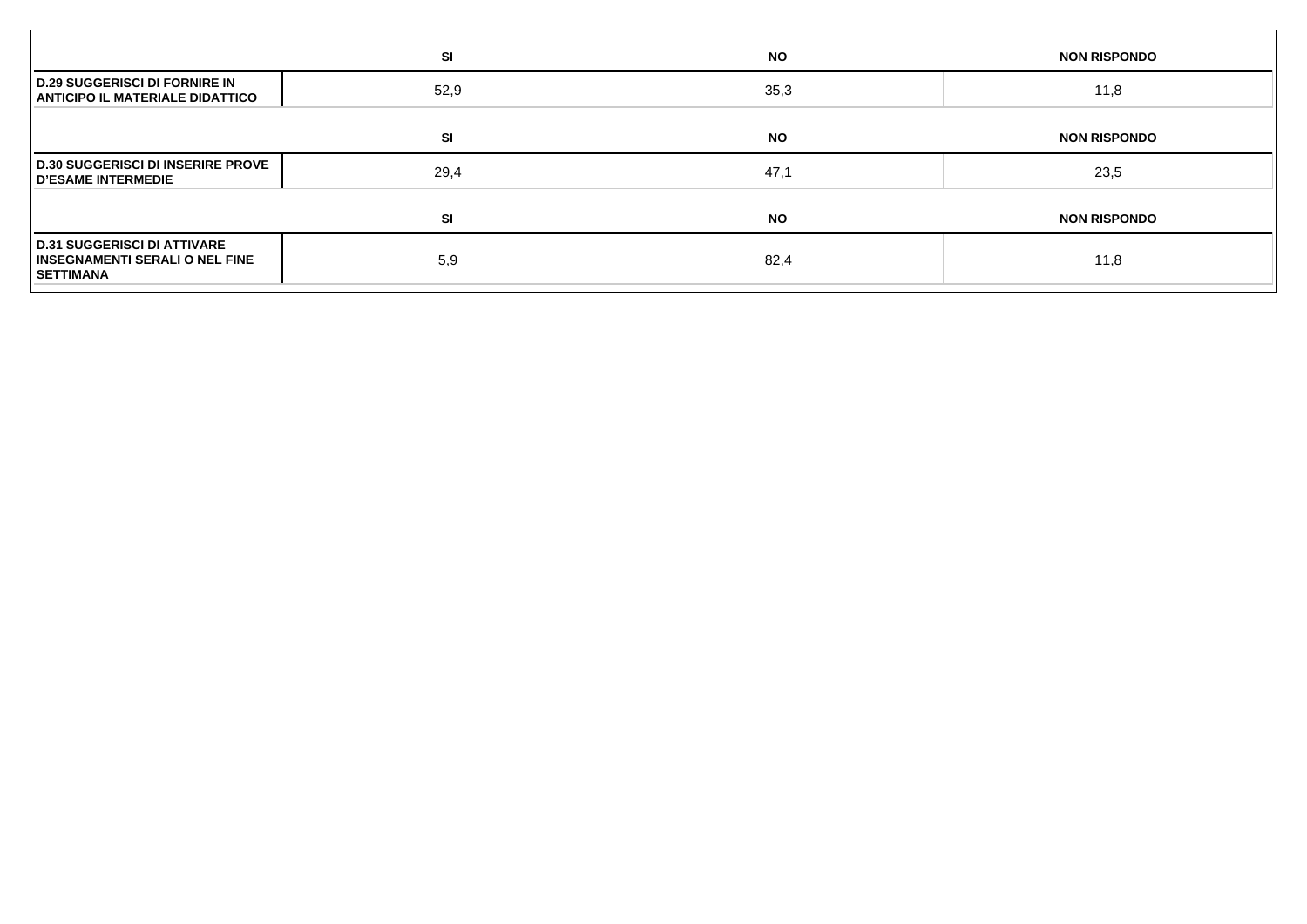| | SI | NO | NON RISPONDO |
|---|---|---|---|
| **D.29 SUGGERISCI DI FORNIRE IN ANTICIPO IL MATERIALE DIDATTICO** | 52,9 | 35,3 | 11,8 |

| | SI | NO | NON RISPONDO |
|---|---|---|---|
| **D.30 SUGGERISCI DI INSERIRE PROVE D'ESAME INTERMEDIE** | 29,4 | 47,1 | 23,5 |

| | SI | NO | NON RISPONDO |
|---|---|---|---|
| **D.31 SUGGERISCI DI ATTIVARE INSEGNAMENTI SERALI O NEL FINE SETTIMANA** | 5,9 | 82,4 | 11,8 |